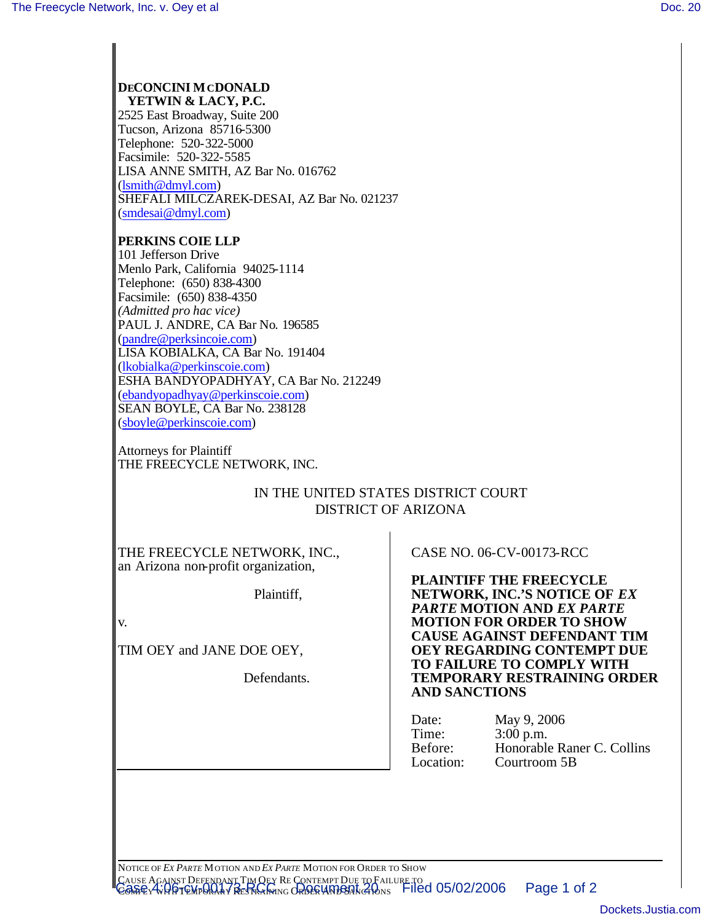**DECONCINI MCDONALD**
**YETWIN & LACY, P.C.**
2525 East Broadway, Suite 200
Tucson, Arizona 85716-5300
Telephone: 520-322-5000
Facsimile: 520-322-5585
LISA ANNE SMITH, AZ Bar No. 016762
(lsmith@dmyl.com)
SHEFALI MILCZAREK-DESAI, AZ Bar No. 021237
(smdesai@dmyl.com)

**PERKINS COIE LLP**
101 Jefferson Drive
Menlo Park, California 94025-1114
Telephone: (650) 838-4300
Facsimile: (650) 838-4350
*(Admitted pro hac vice)*
PAUL J. ANDRE, CA Bar No. 196585
(pandre@perksincoie.com)
LISA KOBIALKA, CA Bar No. 191404
(lkobialka@perkinscoie.com)
ESHA BANDYOPADHYAY, CA Bar No. 212249
(ebandyopadhyay@perkinscoie.com)
SEAN BOYLE, CA Bar No. 238128
(sboyle@perkinscoie.com)

Attorneys for Plaintiff
THE FREECYCLE NETWORK, INC.

IN THE UNITED STATES DISTRICT COURT
DISTRICT OF ARIZONA

THE FREECYCLE NETWORK, INC., an Arizona non-profit organization,

Plaintiff,

v.

TIM OEY and JANE DOE OEY,

Defendants.

CASE NO. 06-CV-00173-RCC

**PLAINTIFF THE FREECYCLE NETWORK, INC.'S NOTICE OF *EX PARTE* MOTION AND *EX PARTE* MOTION FOR ORDER TO SHOW CAUSE AGAINST DEFENDANT TIM OEY REGARDING CONTEMPT DUE TO FAILURE TO COMPLY WITH TEMPORARY RESTRAINING ORDER AND SANCTIONS**

| | |
|---|---|
| Date: | May 9, 2006 |
| Time: | 3:00 p.m. |
| Before: | Honorable Raner C. Collins |
| Location: | Courtroom 5B |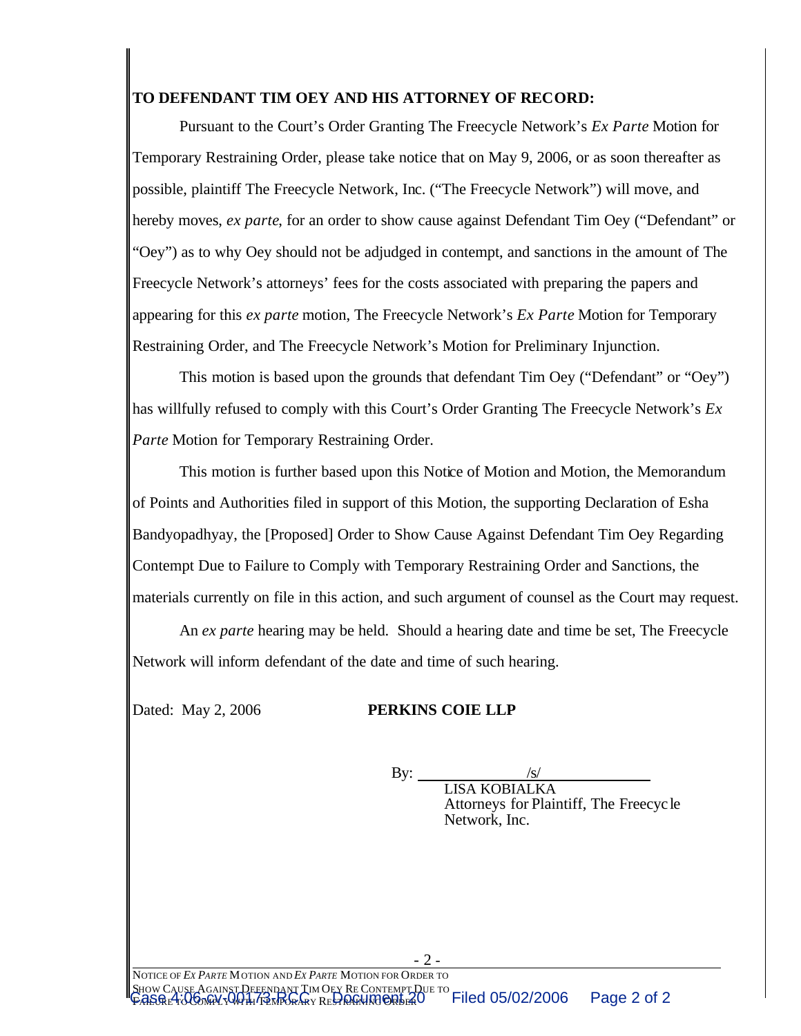**TO DEFENDANT TIM OEY AND HIS ATTORNEY OF RECORD:**

Pursuant to the Court's Order Granting The Freecycle Network's *Ex Parte* Motion for Temporary Restraining Order, please take notice that on May 9, 2006, or as soon thereafter as possible, plaintiff The Freecycle Network, Inc. ("The Freecycle Network") will move, and hereby moves, *ex parte*, for an order to show cause against Defendant Tim Oey ("Defendant" or "Oey") as to why Oey should not be adjudged in contempt, and sanctions in the amount of The Freecycle Network's attorneys' fees for the costs associated with preparing the papers and appearing for this *ex parte* motion, The Freecycle Network's *Ex Parte* Motion for Temporary Restraining Order, and The Freecycle Network's Motion for Preliminary Injunction.

This motion is based upon the grounds that defendant Tim Oey ("Defendant" or "Oey") has willfully refused to comply with this Court's Order Granting The Freecycle Network's *Ex Parte* Motion for Temporary Restraining Order.

This motion is further based upon this Notice of Motion and Motion, the Memorandum of Points and Authorities filed in support of this Motion, the supporting Declaration of Esha Bandyopadhyay, the [Proposed] Order to Show Cause Against Defendant Tim Oey Regarding Contempt Due to Failure to Comply with Temporary Restraining Order and Sanctions, the materials currently on file in this action, and such argument of counsel as the Court may request.

An *ex parte* hearing may be held. Should a hearing date and time be set, The Freecycle Network will inform defendant of the date and time of such hearing.

Dated: May 2, 2006

**PERKINS COIE LLP**

By: /s/

LISA KOBIALKA
Attorneys for Plaintiff, The Freecycle Network, Inc.

NOTICE OF *EX PARTE* MOTION AND *EX PARTE* MOTION FOR ORDER TO SHOW CAUSE AGAINST DEFENDANT TIM OEY RE CONTEMPT DUE TO FAILURE TO COMPLY WITH TEMPORARY RESTRAINING ORDER